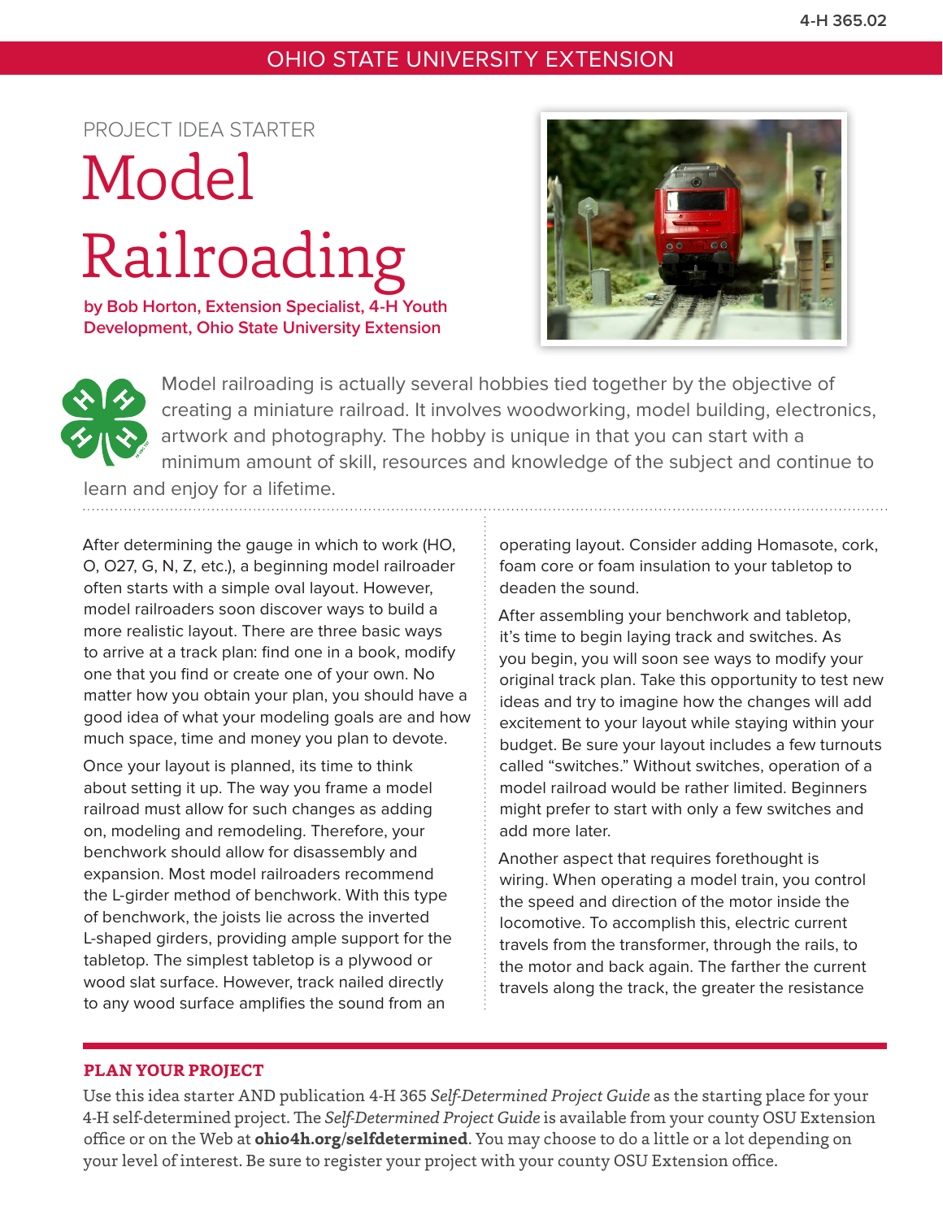OHIO STATE UNIVERSITY EXTENSION

PROJECT IDEA STARTER

# Model Railroading

**by Bob Horton, Extension Specialist, 4-H Youth Development, Ohio State University Extension**

Model railroading is actually several hobbies tied together by the objective of creating a miniature railroad. It involves woodworking, model building, electronics, artwork and photography. The hobby is unique in that you can start with a minimum amount of skill, resources and knowledge of the subject and continue to learn and enjoy for a lifetime.

After determining the gauge in which to work (HO, O, O27, G, N, Z, etc.), a beginning model railroader often starts with a simple oval layout. However, model railroaders soon discover ways to build a more realistic layout. There are three basic ways to arrive at a track plan: find one in a book, modify one that you find or create one of your own. No matter how you obtain your plan, you should have a good idea of what your modeling goals are and how much space, time and money you plan to devote.

Once your layout is planned, its time to think about setting it up. The way you frame a model railroad must allow for such changes as adding on, modeling and remodeling. Therefore, your benchwork should allow for disassembly and expansion. Most model railroaders recommend the L-girder method of benchwork. With this type of benchwork, the joists lie across the inverted L-shaped girders, providing ample support for the tabletop. The simplest tabletop is a plywood or wood slat surface. However, track nailed directly to any wood surface amplifies the sound from an operating layout. Consider adding Homasote, cork, foam core or foam insulation to your tabletop to deaden the sound.

After assembling your benchwork and tabletop, it's time to begin laying track and switches. As you begin, you will soon see ways to modify your original track plan. Take this opportunity to test new ideas and try to imagine how the changes will add excitement to your layout while staying within your budget. Be sure your layout includes a few turnouts called "switches." Without switches, operation of a model railroad would be rather limited. Beginners might prefer to start with only a few switches and add more later.

Another aspect that requires forethought is wiring. When operating a model train, you control the speed and direction of the motor inside the locomotive. To accomplish this, electric current travels from the transformer, through the rails, to the motor and back again. The farther the current travels along the track, the greater the resistance

## PLAN YOUR PROJECT

Use this idea starter AND publication 4-H 365 *Self-Determined Project Guide* as the starting place for your 4-H self-determined project. The *Self-Determined Project Guide* is available from your county OSU Extension office or on the Web at **ohio4h.org/selfdetermined**. You may choose to do a little or a lot depending on your level of interest. Be sure to register your project with your county OSU Extension office.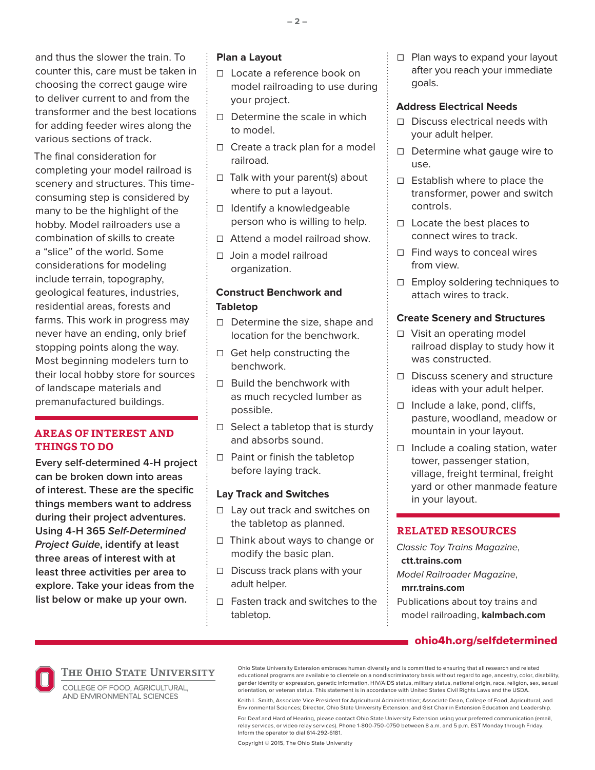and thus the slower the train. To counter this, care must be taken in choosing the correct gauge wire to deliver current to and from the transformer and the best locations for adding feeder wires along the various sections of track.

The final consideration for completing your model railroad is scenery and structures. This time-consuming step is considered by many to be the highlight of the hobby. Model railroaders use a combination of skills to create a "slice" of the world. Some considerations for modeling include terrain, topography, geological features, industries, residential areas, forests and farms. This work in progress may never have an ending, only brief stopping points along the way. Most beginning modelers turn to their local hobby store for sources of landscape materials and premanufactured buildings.

## AREAS OF INTEREST AND THINGS TO DO

**Every self-determined 4-H project can be broken down into areas of interest. These are the specific things members want to address during their project adventures. Using 4-H 365 *Self-Determined Project Guide*, identify at least three areas of interest with at least three activities per area to explore. Take your ideas from the list below or make up your own.**

### Plan a Layout

- ☐ Locate a reference book on model railroading to use during your project.
- ☐ Determine the scale in which to model.
- ☐ Create a track plan for a model railroad.
- ☐ Talk with your parent(s) about where to put a layout.
- ☐ Identify a knowledgeable person who is willing to help.
- ☐ Attend a model railroad show.
- ☐ Join a model railroad organization.

### Construct Benchwork and Tabletop

- ☐ Determine the size, shape and location for the benchwork.
- ☐ Get help constructing the benchwork.
- ☐ Build the benchwork with as much recycled lumber as possible.
- ☐ Select a tabletop that is sturdy and absorbs sound.
- ☐ Paint or finish the tabletop before laying track.

### Lay Track and Switches

- ☐ Lay out track and switches on the tabletop as planned.
- ☐ Think about ways to change or modify the basic plan.
- ☐ Discuss track plans with your adult helper.
- ☐ Fasten track and switches to the tabletop.
- ☐ Plan ways to expand your layout after you reach your immediate goals.

### Address Electrical Needs

- ☐ Discuss electrical needs with your adult helper.
- ☐ Determine what gauge wire to use.
- ☐ Establish where to place the transformer, power and switch controls.
- ☐ Locate the best places to connect wires to track.
- ☐ Find ways to conceal wires from view.
- ☐ Employ soldering techniques to attach wires to track.

### Create Scenery and Structures

- ☐ Visit an operating model railroad display to study how it was constructed.
- ☐ Discuss scenery and structure ideas with your adult helper.
- ☐ Include a lake, pond, cliffs, pasture, woodland, meadow or mountain in your layout.
- ☐ Include a coaling station, water tower, passenger station, village, freight terminal, freight yard or other manmade feature in your layout.

## RELATED RESOURCES

*Classic Toy Trains Magazine*, **ctt.trains.com**

*Model Railroader Magazine*, **mrr.trains.com**

Publications about toy trains and model railroading, **kalmbach.com**

**ohio4h.org/selfdetermined**

THE OHIO STATE UNIVERSITY
COLLEGE OF FOOD, AGRICULTURAL, AND ENVIRONMENTAL SCIENCES

Ohio State University Extension embraces human diversity and is committed to ensuring that all research and related educational programs are available to clientele on a nondiscriminatory basis without regard to age, ancestry, color, disability, gender identity or expression, genetic information, HIV/AIDS status, military status, national origin, race, religion, sex, sexual orientation, or veteran status. This statement is in accordance with United States Civil Rights Laws and the USDA.

Keith L. Smith, Associate Vice President for Agricultural Administration; Associate Dean, College of Food, Agricultural, and Environmental Sciences; Director, Ohio State University Extension; and Gist Chair in Extension Education and Leadership.

For Deaf and Hard of Hearing, please contact Ohio State University Extension using your preferred communication (email, relay services, or video relay services). Phone 1-800-750-0750 between 8 a.m. and 5 p.m. EST Monday through Friday. Inform the operator to dial 614-292-6181.

Copyright © 2015, The Ohio State University